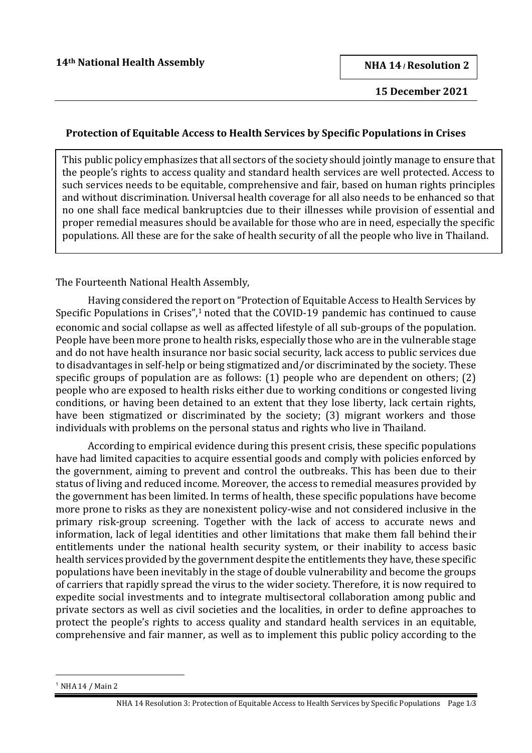**14th National Health Assembly**

**NHA 14 / Resolution 2**

**15 December 2021**

## Protection of Equitable Access to Health Services by Specific Populations in Crises

This public policy emphasizes that all sectors of the society should jointly manage to ensure that the people's rights to access quality and standard health services are well protected. Access to such services needs to be equitable, comprehensive and fair, based on human rights principles and without discrimination. Universal health coverage for all also needs to be enhanced so that no one shall face medical bankruptcies due to their illnesses while provision of essential and proper remedial measures should be available for those who are in need, especially the specific populations. All these are for the sake of health security of all the people who live in Thailand.

The Fourteenth National Health Assembly,

Having considered the report on "Protection of Equitable Access to Health Services by Specific Populations in Crises",[1] noted that the COVID-19 pandemic has continued to cause economic and social collapse as well as affected lifestyle of all sub-groups of the population. People have been more prone to health risks, especially those who are in the vulnerable stage and do not have health insurance nor basic social security, lack access to public services due to disadvantages in self-help or being stigmatized and/or discriminated by the society. These specific groups of population are as follows: (1) people who are dependent on others; (2) people who are exposed to health risks either due to working conditions or congested living conditions, or having been detained to an extent that they lose liberty, lack certain rights, have been stigmatized or discriminated by the society; (3) migrant workers and those individuals with problems on the personal status and rights who live in Thailand.

According to empirical evidence during this present crisis, these specific populations have had limited capacities to acquire essential goods and comply with policies enforced by the government, aiming to prevent and control the outbreaks. This has been due to their status of living and reduced income. Moreover, the access to remedial measures provided by the government has been limited. In terms of health, these specific populations have become more prone to risks as they are nonexistent policy-wise and not considered inclusive in the primary risk-group screening. Together with the lack of access to accurate news and information, lack of legal identities and other limitations that make them fall behind their entitlements under the national health security system, or their inability to access basic health services provided by the government despite the entitlements they have, these specific populations have been inevitably in the stage of double vulnerability and become the groups of carriers that rapidly spread the virus to the wider society. Therefore, it is now required to expedite social investments and to integrate multisectoral collaboration among public and private sectors as well as civil societies and the localities, in order to define approaches to protect the people's rights to access quality and standard health services in an equitable, comprehensive and fair manner, as well as to implement this public policy according to the

[1] NHA 14 / Main 2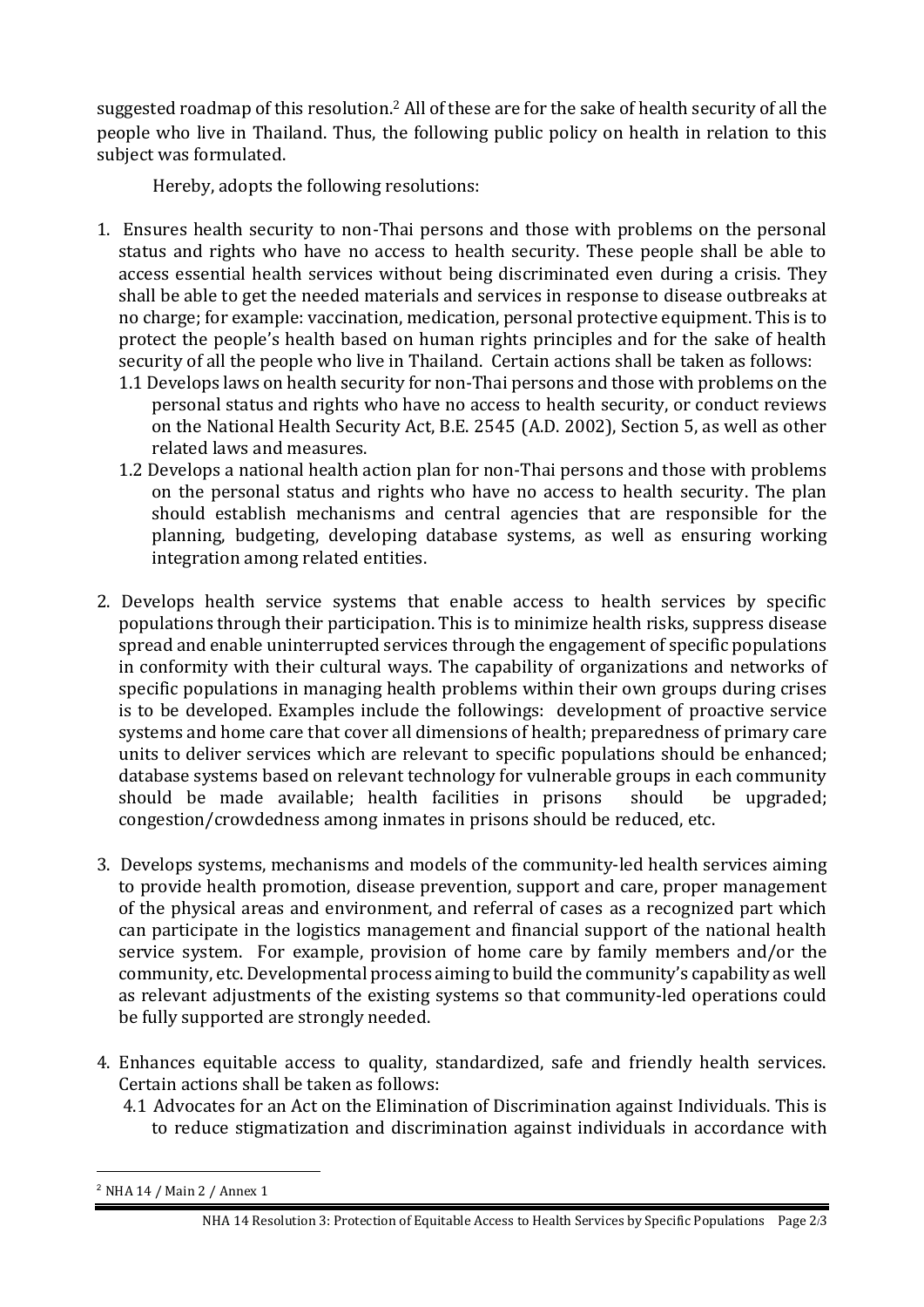suggested roadmap of this resolution.[2] All of these are for the sake of health security of all the people who live in Thailand. Thus, the following public policy on health in relation to this subject was formulated.

Hereby, adopts the following resolutions:

1. Ensures health security to non-Thai persons and those with problems on the personal status and rights who have no access to health security. These people shall be able to access essential health services without being discriminated even during a crisis. They shall be able to get the needed materials and services in response to disease outbreaks at no charge; for example: vaccination, medication, personal protective equipment. This is to protect the people's health based on human rights principles and for the sake of health security of all the people who live in Thailand. Certain actions shall be taken as follows:
   1.1 Develops laws on health security for non-Thai persons and those with problems on the personal status and rights who have no access to health security, or conduct reviews on the National Health Security Act, B.E. 2545 (A.D. 2002), Section 5, as well as other related laws and measures.
   1.2 Develops a national health action plan for non-Thai persons and those with problems on the personal status and rights who have no access to health security. The plan should establish mechanisms and central agencies that are responsible for the planning, budgeting, developing database systems, as well as ensuring working integration among related entities.

2. Develops health service systems that enable access to health services by specific populations through their participation. This is to minimize health risks, suppress disease spread and enable uninterrupted services through the engagement of specific populations in conformity with their cultural ways. The capability of organizations and networks of specific populations in managing health problems within their own groups during crises is to be developed. Examples include the followings: development of proactive service systems and home care that cover all dimensions of health; preparedness of primary care units to deliver services which are relevant to specific populations should be enhanced; database systems based on relevant technology for vulnerable groups in each community should be made available; health facilities in prisons should be upgraded; congestion/crowdedness among inmates in prisons should be reduced, etc.

3. Develops systems, mechanisms and models of the community-led health services aiming to provide health promotion, disease prevention, support and care, proper management of the physical areas and environment, and referral of cases as a recognized part which can participate in the logistics management and financial support of the national health service system. For example, provision of home care by family members and/or the community, etc. Developmental process aiming to build the community's capability as well as relevant adjustments of the existing systems so that community-led operations could be fully supported are strongly needed.

4. Enhances equitable access to quality, standardized, safe and friendly health services. Certain actions shall be taken as follows:
   4.1 Advocates for an Act on the Elimination of Discrimination against Individuals. This is to reduce stigmatization and discrimination against individuals in accordance with

---

[2] NHA 14 / Main 2 / Annex 1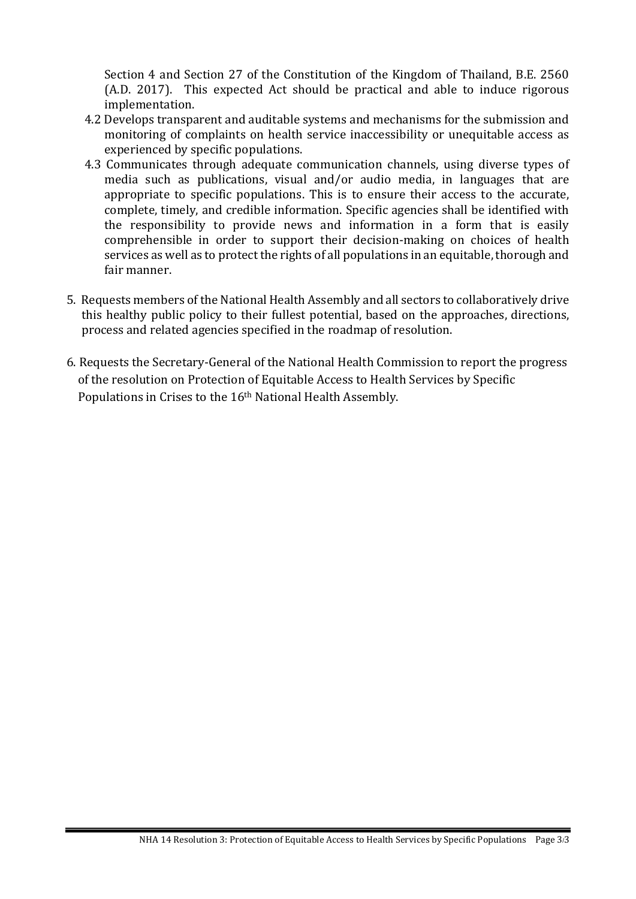Section 4 and Section 27 of the Constitution of the Kingdom of Thailand, B.E. 2560 (A.D. 2017). This expected Act should be practical and able to induce rigorous implementation.

4.2 Develops transparent and auditable systems and mechanisms for the submission and monitoring of complaints on health service inaccessibility or unequitable access as experienced by specific populations.

4.3 Communicates through adequate communication channels, using diverse types of media such as publications, visual and/or audio media, in languages that are appropriate to specific populations. This is to ensure their access to the accurate, complete, timely, and credible information. Specific agencies shall be identified with the responsibility to provide news and information in a form that is easily comprehensible in order to support their decision-making on choices of health services as well as to protect the rights of all populations in an equitable, thorough and fair manner.

5. Requests members of the National Health Assembly and all sectors to collaboratively drive this healthy public policy to their fullest potential, based on the approaches, directions, process and related agencies specified in the roadmap of resolution.

6. Requests the Secretary-General of the National Health Commission to report the progress of the resolution on Protection of Equitable Access to Health Services by Specific Populations in Crises to the 16th National Health Assembly.